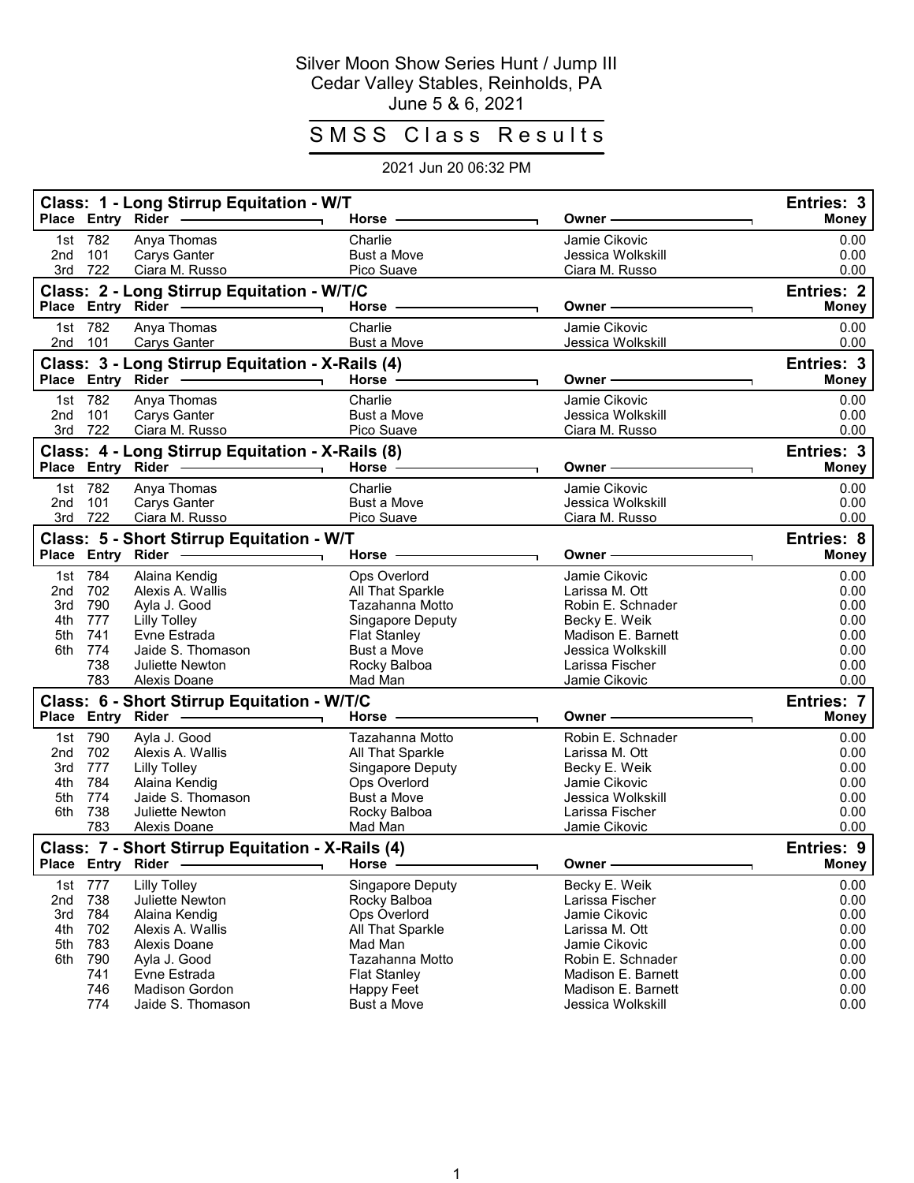# Silver Moon Show Series Hunt / Jump III

Cedar Valley Stables, Reinholds, PA

June 5 & 6, 2021

## SMSS Class Results

2021 Jun 20 06:32 PM

### Class: 1 - Long Stirrup Equitation - W/T

Entries: 3

| Place | Entry | Rider | Horse | Owner | Money |
|---|---|---|---|---|---|
| 1st | 782 | Anya Thomas | Charlie | Jamie Cikovic | 0.00 |
| 2nd | 101 | Carys Ganter | Bust a Move | Jessica Wolkskill | 0.00 |
| 3rd | 722 | Ciara M. Russo | Pico Suave | Ciara M. Russo | 0.00 |

### Class: 2 - Long Stirrup Equitation - W/T/C

Entries: 2

| Place | Entry | Rider | Horse | Owner | Money |
|---|---|---|---|---|---|
| 1st | 782 | Anya Thomas | Charlie | Jamie Cikovic | 0.00 |
| 2nd | 101 | Carys Ganter | Bust a Move | Jessica Wolkskill | 0.00 |

### Class: 3 - Long Stirrup Equitation - X-Rails (4)

Entries: 3

| Place | Entry | Rider | Horse | Owner | Money |
|---|---|---|---|---|---|
| 1st | 782 | Anya Thomas | Charlie | Jamie Cikovic | 0.00 |
| 2nd | 101 | Carys Ganter | Bust a Move | Jessica Wolkskill | 0.00 |
| 3rd | 722 | Ciara M. Russo | Pico Suave | Ciara M. Russo | 0.00 |

### Class: 4 - Long Stirrup Equitation - X-Rails (8)

Entries: 3

| Place | Entry | Rider | Horse | Owner | Money |
|---|---|---|---|---|---|
| 1st | 782 | Anya Thomas | Charlie | Jamie Cikovic | 0.00 |
| 2nd | 101 | Carys Ganter | Bust a Move | Jessica Wolkskill | 0.00 |
| 3rd | 722 | Ciara M. Russo | Pico Suave | Ciara M. Russo | 0.00 |

### Class: 5 - Short Stirrup Equitation - W/T

Entries: 8

| Place | Entry | Rider | Horse | Owner | Money |
|---|---|---|---|---|---|
| 1st | 784 | Alaina Kendig | Ops Overlord | Jamie Cikovic | 0.00 |
| 2nd | 702 | Alexis A. Wallis | All That Sparkle | Larissa M. Ott | 0.00 |
| 3rd | 790 | Ayla J. Good | Tazahanna Motto | Robin E. Schnader | 0.00 |
| 4th | 777 | Lilly Tolley | Singapore Deputy | Becky E. Weik | 0.00 |
| 5th | 741 | Evne Estrada | Flat Stanley | Madison E. Barnett | 0.00 |
| 6th | 774 | Jaide S. Thomason | Bust a Move | Jessica Wolkskill | 0.00 |
| | 738 | Juliette Newton | Rocky Balboa | Larissa Fischer | 0.00 |
| | 783 | Alexis Doane | Mad Man | Jamie Cikovic | 0.00 |

### Class: 6 - Short Stirrup Equitation - W/T/C

Entries: 7

| Place | Entry | Rider | Horse | Owner | Money |
|---|---|---|---|---|---|
| 1st | 790 | Ayla J. Good | Tazahanna Motto | Robin E. Schnader | 0.00 |
| 2nd | 702 | Alexis A. Wallis | All That Sparkle | Larissa M. Ott | 0.00 |
| 3rd | 777 | Lilly Tolley | Singapore Deputy | Becky E. Weik | 0.00 |
| 4th | 784 | Alaina Kendig | Ops Overlord | Jamie Cikovic | 0.00 |
| 5th | 774 | Jaide S. Thomason | Bust a Move | Jessica Wolkskill | 0.00 |
| 6th | 738 | Juliette Newton | Rocky Balboa | Larissa Fischer | 0.00 |
| | 783 | Alexis Doane | Mad Man | Jamie Cikovic | 0.00 |

### Class: 7 - Short Stirrup Equitation - X-Rails (4)

Entries: 9

| Place | Entry | Rider | Horse | Owner | Money |
|---|---|---|---|---|---|
| 1st | 777 | Lilly Tolley | Singapore Deputy | Becky E. Weik | 0.00 |
| 2nd | 738 | Juliette Newton | Rocky Balboa | Larissa Fischer | 0.00 |
| 3rd | 784 | Alaina Kendig | Ops Overlord | Jamie Cikovic | 0.00 |
| 4th | 702 | Alexis A. Wallis | All That Sparkle | Larissa M. Ott | 0.00 |
| 5th | 783 | Alexis Doane | Mad Man | Jamie Cikovic | 0.00 |
| 6th | 790 | Ayla J. Good | Tazahanna Motto | Robin E. Schnader | 0.00 |
| | 741 | Evne Estrada | Flat Stanley | Madison E. Barnett | 0.00 |
| | 746 | Madison Gordon | Happy Feet | Madison E. Barnett | 0.00 |
| | 774 | Jaide S. Thomason | Bust a Move | Jessica Wolkskill | 0.00 |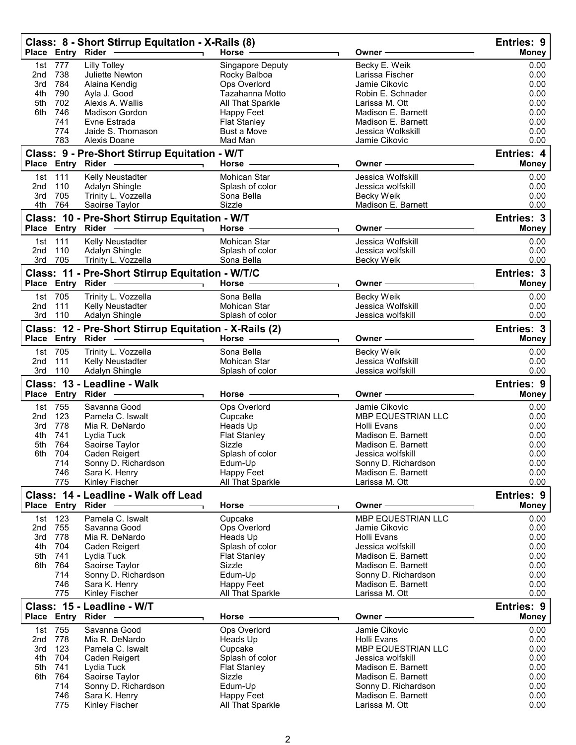## Class: 8 - Short Stirrup Equitation - X-Rails (8)

Entries: 9

| Place | Entry | Rider | Horse | Owner | Money |
|---|---|---|---|---|---|
| 1st | 777 | Lilly Tolley | Singapore Deputy | Becky E. Weik | 0.00 |
| 2nd | 738 | Juliette Newton | Rocky Balboa | Larissa Fischer | 0.00 |
| 3rd | 784 | Alaina Kendig | Ops Overlord | Jamie Cikovic | 0.00 |
| 4th | 790 | Ayla J. Good | Tazahanna Motto | Robin E. Schnader | 0.00 |
| 5th | 702 | Alexis A. Wallis | All That Sparkle | Larissa M. Ott | 0.00 |
| 6th | 746 | Madison Gordon | Happy Feet | Madison E. Barnett | 0.00 |
| | 741 | Evne Estrada | Flat Stanley | Madison E. Barnett | 0.00 |
| | 774 | Jaide S. Thomason | Bust a Move | Jessica Wolkskill | 0.00 |
| | 783 | Alexis Doane | Mad Man | Jamie Cikovic | 0.00 |

## Class: 9 - Pre-Short Stirrup Equitation - W/T

Entries: 4

| Place | Entry | Rider | Horse | Owner | Money |
|---|---|---|---|---|---|
| 1st | 111 | Kelly Neustadter | Mohican Star | Jessica Wolfskill | 0.00 |
| 2nd | 110 | Adalyn Shingle | Splash of color | Jessica wolfskill | 0.00 |
| 3rd | 705 | Trinity L. Vozzella | Sona Bella | Becky Weik | 0.00 |
| 4th | 764 | Saoirse Taylor | Sizzle | Madison E. Barnett | 0.00 |

## Class: 10 - Pre-Short Stirrup Equitation - W/T

Entries: 3

| Place | Entry | Rider | Horse | Owner | Money |
|---|---|---|---|---|---|
| 1st | 111 | Kelly Neustadter | Mohican Star | Jessica Wolfskill | 0.00 |
| 2nd | 110 | Adalyn Shingle | Splash of color | Jessica wolfskill | 0.00 |
| 3rd | 705 | Trinity L. Vozzella | Sona Bella | Becky Weik | 0.00 |

## Class: 11 - Pre-Short Stirrup Equitation - W/T/C

Entries: 3

| Place | Entry | Rider | Horse | Owner | Money |
|---|---|---|---|---|---|
| 1st | 705 | Trinity L. Vozzella | Sona Bella | Becky Weik | 0.00 |
| 2nd | 111 | Kelly Neustadter | Mohican Star | Jessica Wolfskill | 0.00 |
| 3rd | 110 | Adalyn Shingle | Splash of color | Jessica wolfskill | 0.00 |

## Class: 12 - Pre-Short Stirrup Equitation - X-Rails (2)

Entries: 3

| Place | Entry | Rider | Horse | Owner | Money |
|---|---|---|---|---|---|
| 1st | 705 | Trinity L. Vozzella | Sona Bella | Becky Weik | 0.00 |
| 2nd | 111 | Kelly Neustadter | Mohican Star | Jessica Wolfskill | 0.00 |
| 3rd | 110 | Adalyn Shingle | Splash of color | Jessica wolfskill | 0.00 |

## Class: 13 - Leadline - Walk

Entries: 9

| Place | Entry | Rider | Horse | Owner | Money |
|---|---|---|---|---|---|
| 1st | 755 | Savanna Good | Ops Overlord | Jamie Cikovic | 0.00 |
| 2nd | 123 | Pamela C. Iswalt | Cupcake | MBP EQUESTRIAN LLC | 0.00 |
| 3rd | 778 | Mia R. DeNardo | Heads Up | Holli Evans | 0.00 |
| 4th | 741 | Lydia Tuck | Flat Stanley | Madison E. Barnett | 0.00 |
| 5th | 764 | Saoirse Taylor | Sizzle | Madison E. Barnett | 0.00 |
| 6th | 704 | Caden Reigert | Splash of color | Jessica wolfskill | 0.00 |
| | 714 | Sonny D. Richardson | Edum-Up | Sonny D. Richardson | 0.00 |
| | 746 | Sara K. Henry | Happy Feet | Madison E. Barnett | 0.00 |
| | 775 | Kinley Fischer | All That Sparkle | Larissa M. Ott | 0.00 |

## Class: 14 - Leadline - Walk off Lead

Entries: 9

| Place | Entry | Rider | Horse | Owner | Money |
|---|---|---|---|---|---|
| 1st | 123 | Pamela C. Iswalt | Cupcake | MBP EQUESTRIAN LLC | 0.00 |
| 2nd | 755 | Savanna Good | Ops Overlord | Jamie Cikovic | 0.00 |
| 3rd | 778 | Mia R. DeNardo | Heads Up | Holli Evans | 0.00 |
| 4th | 704 | Caden Reigert | Splash of color | Jessica wolfskill | 0.00 |
| 5th | 741 | Lydia Tuck | Flat Stanley | Madison E. Barnett | 0.00 |
| 6th | 764 | Saoirse Taylor | Sizzle | Madison E. Barnett | 0.00 |
| | 714 | Sonny D. Richardson | Edum-Up | Sonny D. Richardson | 0.00 |
| | 746 | Sara K. Henry | Happy Feet | Madison E. Barnett | 0.00 |
| | 775 | Kinley Fischer | All That Sparkle | Larissa M. Ott | 0.00 |

## Class: 15 - Leadline - W/T

Entries: 9

| Place | Entry | Rider | Horse | Owner | Money |
|---|---|---|---|---|---|
| 1st | 755 | Savanna Good | Ops Overlord | Jamie Cikovic | 0.00 |
| 2nd | 778 | Mia R. DeNardo | Heads Up | Holli Evans | 0.00 |
| 3rd | 123 | Pamela C. Iswalt | Cupcake | MBP EQUESTRIAN LLC | 0.00 |
| 4th | 704 | Caden Reigert | Splash of color | Jessica wolfskill | 0.00 |
| 5th | 741 | Lydia Tuck | Flat Stanley | Madison E. Barnett | 0.00 |
| 6th | 764 | Saoirse Taylor | Sizzle | Madison E. Barnett | 0.00 |
| | 714 | Sonny D. Richardson | Edum-Up | Sonny D. Richardson | 0.00 |
| | 746 | Sara K. Henry | Happy Feet | Madison E. Barnett | 0.00 |
| | 775 | Kinley Fischer | All That Sparkle | Larissa M. Ott | 0.00 |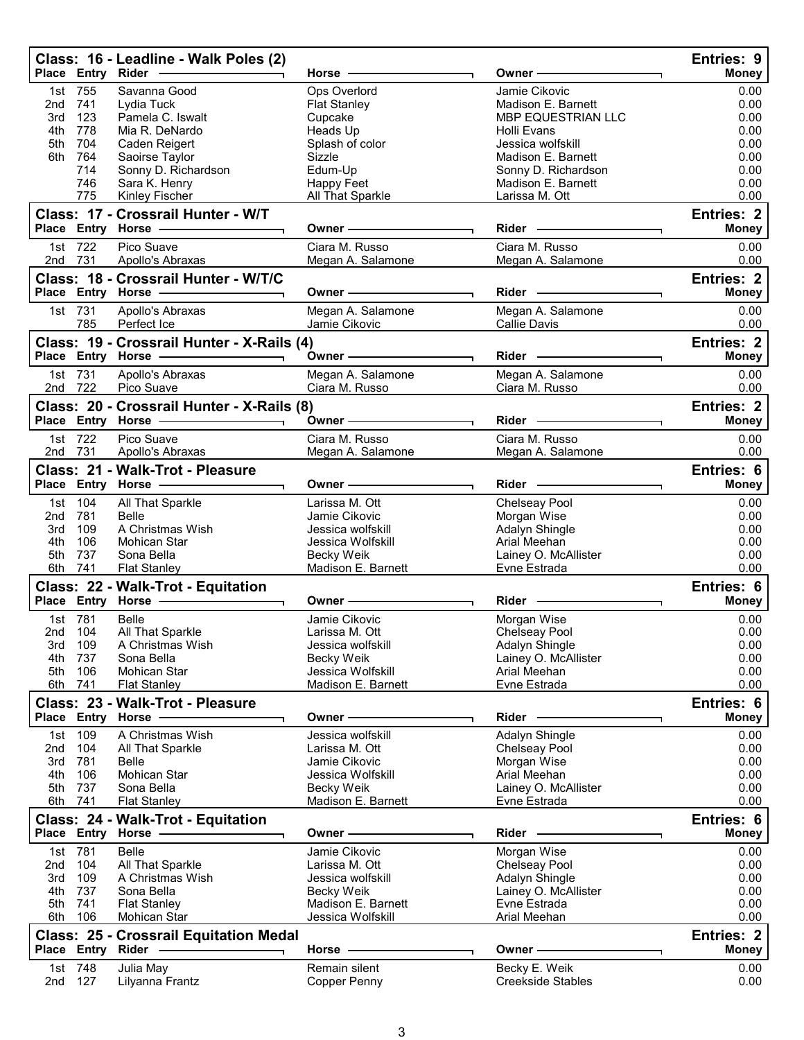## Class: 16 - Leadline - Walk Poles (2)

Entries: 9

| Place | Entry | Rider | Horse | Owner | Money |
|---|---|---|---|---|---|
| 1st | 755 | Savanna Good | Ops Overlord | Jamie Cikovic | 0.00 |
| 2nd | 741 | Lydia Tuck | Flat Stanley | Madison E. Barnett | 0.00 |
| 3rd | 123 | Pamela C. Iswalt | Cupcake | MBP EQUESTRIAN LLC | 0.00 |
| 4th | 778 | Mia R. DeNardo | Heads Up | Holli Evans | 0.00 |
| 5th | 704 | Caden Reigert | Splash of color | Jessica wolfskill | 0.00 |
| 6th | 764 | Saoirse Taylor | Sizzle | Madison E. Barnett | 0.00 |
| | 714 | Sonny D. Richardson | Edum-Up | Sonny D. Richardson | 0.00 |
| | 746 | Sara K. Henry | Happy Feet | Madison E. Barnett | 0.00 |
| | 775 | Kinley Fischer | All That Sparkle | Larissa M. Ott | 0.00 |

## Class: 17 - Crossrail Hunter - W/T

Entries: 2

| Place | Entry | Horse | Owner | Rider | Money |
|---|---|---|---|---|---|
| 1st | 722 | Pico Suave | Ciara M. Russo | Ciara M. Russo | 0.00 |
| 2nd | 731 | Apollo's Abraxas | Megan A. Salamone | Megan A. Salamone | 0.00 |

## Class: 18 - Crossrail Hunter - W/T/C

Entries: 2

| Place | Entry | Horse | Owner | Rider | Money |
|---|---|---|---|---|---|
| 1st | 731 | Apollo's Abraxas | Megan A. Salamone | Megan A. Salamone | 0.00 |
| | 785 | Perfect Ice | Jamie Cikovic | Callie Davis | 0.00 |

## Class: 19 - Crossrail Hunter - X-Rails (4)

Entries: 2

| Place | Entry | Horse | Owner | Rider | Money |
|---|---|---|---|---|---|
| 1st | 731 | Apollo's Abraxas | Megan A. Salamone | Megan A. Salamone | 0.00 |
| 2nd | 722 | Pico Suave | Ciara M. Russo | Ciara M. Russo | 0.00 |

## Class: 20 - Crossrail Hunter - X-Rails (8)

Entries: 2

| Place | Entry | Horse | Owner | Rider | Money |
|---|---|---|---|---|---|
| 1st | 722 | Pico Suave | Ciara M. Russo | Ciara M. Russo | 0.00 |
| 2nd | 731 | Apollo's Abraxas | Megan A. Salamone | Megan A. Salamone | 0.00 |

## Class: 21 - Walk-Trot - Pleasure

Entries: 6

| Place | Entry | Horse | Owner | Rider | Money |
|---|---|---|---|---|---|
| 1st | 104 | All That Sparkle | Larissa M. Ott | Chelseay Pool | 0.00 |
| 2nd | 781 | Belle | Jamie Cikovic | Morgan Wise | 0.00 |
| 3rd | 109 | A Christmas Wish | Jessica wolfskill | Adalyn Shingle | 0.00 |
| 4th | 106 | Mohican Star | Jessica Wolfskill | Arial Meehan | 0.00 |
| 5th | 737 | Sona Bella | Becky Weik | Lainey O. McAllister | 0.00 |
| 6th | 741 | Flat Stanley | Madison E. Barnett | Evne Estrada | 0.00 |

## Class: 22 - Walk-Trot - Equitation

Entries: 6

| Place | Entry | Horse | Owner | Rider | Money |
|---|---|---|---|---|---|
| 1st | 781 | Belle | Jamie Cikovic | Morgan Wise | 0.00 |
| 2nd | 104 | All That Sparkle | Larissa M. Ott | Chelseay Pool | 0.00 |
| 3rd | 109 | A Christmas Wish | Jessica wolfskill | Adalyn Shingle | 0.00 |
| 4th | 737 | Sona Bella | Becky Weik | Lainey O. McAllister | 0.00 |
| 5th | 106 | Mohican Star | Jessica Wolfskill | Arial Meehan | 0.00 |
| 6th | 741 | Flat Stanley | Madison E. Barnett | Evne Estrada | 0.00 |

## Class: 23 - Walk-Trot - Pleasure

Entries: 6

| Place | Entry | Horse | Owner | Rider | Money |
|---|---|---|---|---|---|
| 1st | 109 | A Christmas Wish | Jessica wolfskill | Adalyn Shingle | 0.00 |
| 2nd | 104 | All That Sparkle | Larissa M. Ott | Chelseay Pool | 0.00 |
| 3rd | 781 | Belle | Jamie Cikovic | Morgan Wise | 0.00 |
| 4th | 106 | Mohican Star | Jessica Wolfskill | Arial Meehan | 0.00 |
| 5th | 737 | Sona Bella | Becky Weik | Lainey O. McAllister | 0.00 |
| 6th | 741 | Flat Stanley | Madison E. Barnett | Evne Estrada | 0.00 |

## Class: 24 - Walk-Trot - Equitation

Entries: 6

| Place | Entry | Horse | Owner | Rider | Money |
|---|---|---|---|---|---|
| 1st | 781 | Belle | Jamie Cikovic | Morgan Wise | 0.00 |
| 2nd | 104 | All That Sparkle | Larissa M. Ott | Chelseay Pool | 0.00 |
| 3rd | 109 | A Christmas Wish | Jessica wolfskill | Adalyn Shingle | 0.00 |
| 4th | 737 | Sona Bella | Becky Weik | Lainey O. McAllister | 0.00 |
| 5th | 741 | Flat Stanley | Madison E. Barnett | Evne Estrada | 0.00 |
| 6th | 106 | Mohican Star | Jessica Wolfskill | Arial Meehan | 0.00 |

## Class: 25 - Crossrail Equitation Medal

Entries: 2

| Place | Entry | Rider | Horse | Owner | Money |
|---|---|---|---|---|---|
| 1st | 748 | Julia May | Remain silent | Becky E. Weik | 0.00 |
| 2nd | 127 | Lilyanna Frantz | Copper Penny | Creekside Stables | 0.00 |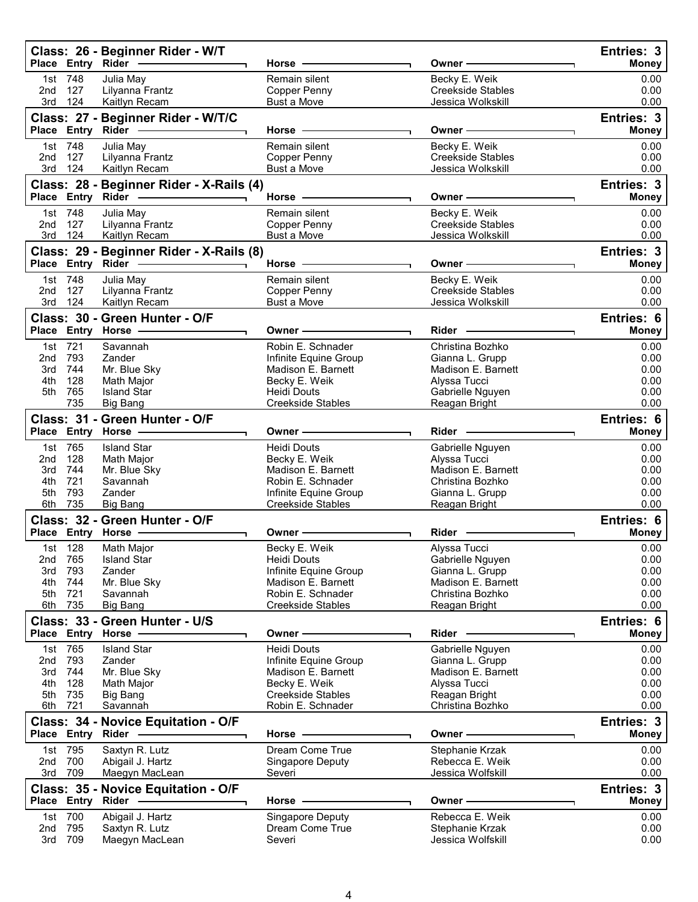## Class: 26 - Beginner Rider - W/T

Entries: 3

| Place | Entry | Rider | Horse | Owner | Money |
|---|---|---|---|---|---|
| 1st | 748 | Julia May | Remain silent | Becky E. Weik | 0.00 |
| 2nd | 127 | Lilyanna Frantz | Copper Penny | Creekside Stables | 0.00 |
| 3rd | 124 | Kaitlyn Recam | Bust a Move | Jessica Wolkskill | 0.00 |

## Class: 27 - Beginner Rider - W/T/C

Entries: 3

| Place | Entry | Rider | Horse | Owner | Money |
|---|---|---|---|---|---|
| 1st | 748 | Julia May | Remain silent | Becky E. Weik | 0.00 |
| 2nd | 127 | Lilyanna Frantz | Copper Penny | Creekside Stables | 0.00 |
| 3rd | 124 | Kaitlyn Recam | Bust a Move | Jessica Wolkskill | 0.00 |

## Class: 28 - Beginner Rider - X-Rails (4)

Entries: 3

| Place | Entry | Rider | Horse | Owner | Money |
|---|---|---|---|---|---|
| 1st | 748 | Julia May | Remain silent | Becky E. Weik | 0.00 |
| 2nd | 127 | Lilyanna Frantz | Copper Penny | Creekside Stables | 0.00 |
| 3rd | 124 | Kaitlyn Recam | Bust a Move | Jessica Wolkskill | 0.00 |

## Class: 29 - Beginner Rider - X-Rails (8)

Entries: 3

| Place | Entry | Rider | Horse | Owner | Money |
|---|---|---|---|---|---|
| 1st | 748 | Julia May | Remain silent | Becky E. Weik | 0.00 |
| 2nd | 127 | Lilyanna Frantz | Copper Penny | Creekside Stables | 0.00 |
| 3rd | 124 | Kaitlyn Recam | Bust a Move | Jessica Wolkskill | 0.00 |

## Class: 30 - Green Hunter - O/F

Entries: 6

| Place | Entry | Horse | Owner | Rider | Money |
|---|---|---|---|---|---|
| 1st | 721 | Savannah | Robin E. Schnader | Christina Bozhko | 0.00 |
| 2nd | 793 | Zander | Infinite Equine Group | Gianna L. Grupp | 0.00 |
| 3rd | 744 | Mr. Blue Sky | Madison E. Barnett | Madison E. Barnett | 0.00 |
| 4th | 128 | Math Major | Becky E. Weik | Alyssa Tucci | 0.00 |
| 5th | 765 | Island Star | Heidi Douts | Gabrielle Nguyen | 0.00 |
| | 735 | Big Bang | Creekside Stables | Reagan Bright | 0.00 |

## Class: 31 - Green Hunter - O/F

Entries: 6

| Place | Entry | Horse | Owner | Rider | Money |
|---|---|---|---|---|---|
| 1st | 765 | Island Star | Heidi Douts | Gabrielle Nguyen | 0.00 |
| 2nd | 128 | Math Major | Becky E. Weik | Alyssa Tucci | 0.00 |
| 3rd | 744 | Mr. Blue Sky | Madison E. Barnett | Madison E. Barnett | 0.00 |
| 4th | 721 | Savannah | Robin E. Schnader | Christina Bozhko | 0.00 |
| 5th | 793 | Zander | Infinite Equine Group | Gianna L. Grupp | 0.00 |
| 6th | 735 | Big Bang | Creekside Stables | Reagan Bright | 0.00 |

## Class: 32 - Green Hunter - O/F

Entries: 6

| Place | Entry | Horse | Owner | Rider | Money |
|---|---|---|---|---|---|
| 1st | 128 | Math Major | Becky E. Weik | Alyssa Tucci | 0.00 |
| 2nd | 765 | Island Star | Heidi Douts | Gabrielle Nguyen | 0.00 |
| 3rd | 793 | Zander | Infinite Equine Group | Gianna L. Grupp | 0.00 |
| 4th | 744 | Mr. Blue Sky | Madison E. Barnett | Madison E. Barnett | 0.00 |
| 5th | 721 | Savannah | Robin E. Schnader | Christina Bozhko | 0.00 |
| 6th | 735 | Big Bang | Creekside Stables | Reagan Bright | 0.00 |

## Class: 33 - Green Hunter - U/S

Entries: 6

| Place | Entry | Horse | Owner | Rider | Money |
|---|---|---|---|---|---|
| 1st | 765 | Island Star | Heidi Douts | Gabrielle Nguyen | 0.00 |
| 2nd | 793 | Zander | Infinite Equine Group | Gianna L. Grupp | 0.00 |
| 3rd | 744 | Mr. Blue Sky | Madison E. Barnett | Madison E. Barnett | 0.00 |
| 4th | 128 | Math Major | Becky E. Weik | Alyssa Tucci | 0.00 |
| 5th | 735 | Big Bang | Creekside Stables | Reagan Bright | 0.00 |
| 6th | 721 | Savannah | Robin E. Schnader | Christina Bozhko | 0.00 |

## Class: 34 - Novice Equitation - O/F

Entries: 3

| Place | Entry | Rider | Horse | Owner | Money |
|---|---|---|---|---|---|
| 1st | 795 | Saxtyn R. Lutz | Dream Come True | Stephanie Krzak | 0.00 |
| 2nd | 700 | Abigail J. Hartz | Singapore Deputy | Rebecca E. Weik | 0.00 |
| 3rd | 709 | Maegyn MacLean | Severi | Jessica Wolfskill | 0.00 |

## Class: 35 - Novice Equitation - O/F

Entries: 3

| Place | Entry | Rider | Horse | Owner | Money |
|---|---|---|---|---|---|
| 1st | 700 | Abigail J. Hartz | Singapore Deputy | Rebecca E. Weik | 0.00 |
| 2nd | 795 | Saxtyn R. Lutz | Dream Come True | Stephanie Krzak | 0.00 |
| 3rd | 709 | Maegyn MacLean | Severi | Jessica Wolfskill | 0.00 |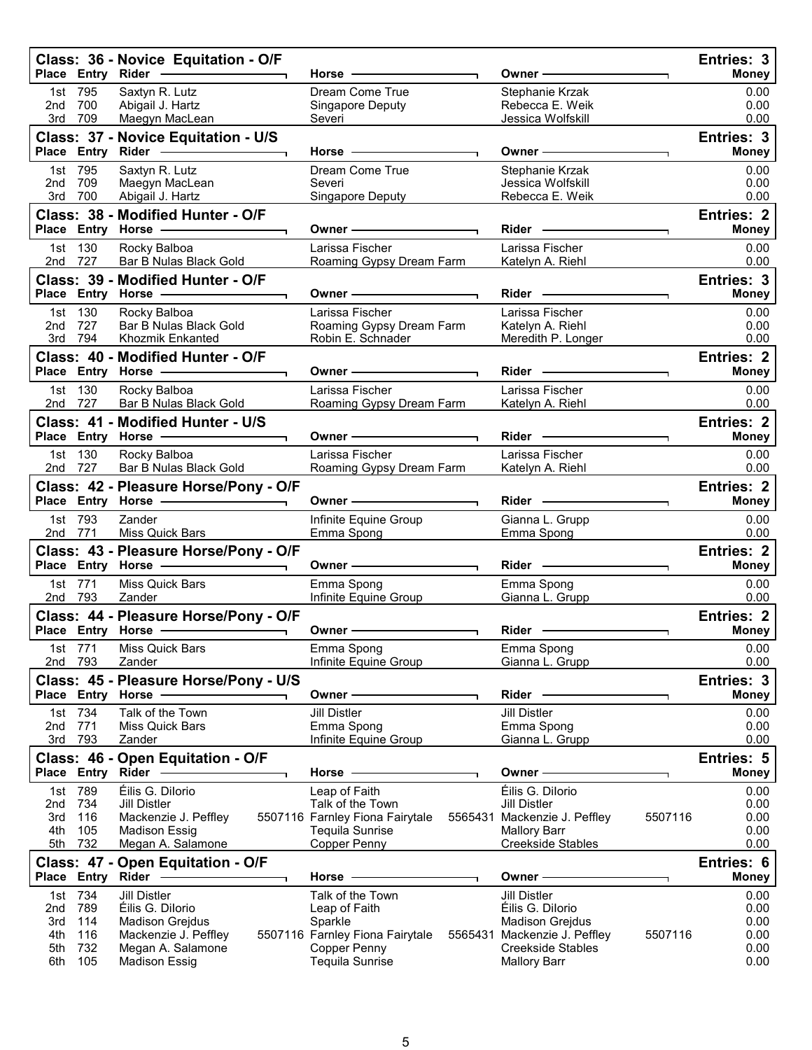### Class: 36 - Novice Equitation - O/F

Entries: 3

| Place | Entry | Rider | Horse | Owner | Money |
|---|---|---|---|---|---|
| 1st | 795 | Saxtyn R. Lutz | Dream Come True | Stephanie Krzak | 0.00 |
| 2nd | 700 | Abigail J. Hartz | Singapore Deputy | Rebecca E. Weik | 0.00 |
| 3rd | 709 | Maegyn MacLean | Severi | Jessica Wolfskill | 0.00 |

### Class: 37 - Novice Equitation - U/S

Entries: 3

| Place | Entry | Rider | Horse | Owner | Money |
|---|---|---|---|---|---|
| 1st | 795 | Saxtyn R. Lutz | Dream Come True | Stephanie Krzak | 0.00 |
| 2nd | 709 | Maegyn MacLean | Severi | Jessica Wolfskill | 0.00 |
| 3rd | 700 | Abigail J. Hartz | Singapore Deputy | Rebecca E. Weik | 0.00 |

### Class: 38 - Modified Hunter - O/F

Entries: 2

| Place | Entry | Horse | Owner | Rider | Money |
|---|---|---|---|---|---|
| 1st | 130 | Rocky Balboa | Larissa Fischer | Larissa Fischer | 0.00 |
| 2nd | 727 | Bar B Nulas Black Gold | Roaming Gypsy Dream Farm | Katelyn A. Riehl | 0.00 |

### Class: 39 - Modified Hunter - O/F

Entries: 3

| Place | Entry | Horse | Owner | Rider | Money |
|---|---|---|---|---|---|
| 1st | 130 | Rocky Balboa | Larissa Fischer | Larissa Fischer | 0.00 |
| 2nd | 727 | Bar B Nulas Black Gold | Roaming Gypsy Dream Farm | Katelyn A. Riehl | 0.00 |
| 3rd | 794 | Khozmik Enkanted | Robin E. Schnader | Meredith P. Longer | 0.00 |

### Class: 40 - Modified Hunter - O/F

Entries: 2

| Place | Entry | Horse | Owner | Rider | Money |
|---|---|---|---|---|---|
| 1st | 130 | Rocky Balboa | Larissa Fischer | Larissa Fischer | 0.00 |
| 2nd | 727 | Bar B Nulas Black Gold | Roaming Gypsy Dream Farm | Katelyn A. Riehl | 0.00 |

### Class: 41 - Modified Hunter - U/S

Entries: 2

| Place | Entry | Horse | Owner | Rider | Money |
|---|---|---|---|---|---|
| 1st | 130 | Rocky Balboa | Larissa Fischer | Larissa Fischer | 0.00 |
| 2nd | 727 | Bar B Nulas Black Gold | Roaming Gypsy Dream Farm | Katelyn A. Riehl | 0.00 |

### Class: 42 - Pleasure Horse/Pony - O/F

Entries: 2

| Place | Entry | Horse | Owner | Rider | Money |
|---|---|---|---|---|---|
| 1st | 793 | Zander | Infinite Equine Group | Gianna L. Grupp | 0.00 |
| 2nd | 771 | Miss Quick Bars | Emma Spong | Emma Spong | 0.00 |

### Class: 43 - Pleasure Horse/Pony - O/F

Entries: 2

| Place | Entry | Horse | Owner | Rider | Money |
|---|---|---|---|---|---|
| 1st | 771 | Miss Quick Bars | Emma Spong | Emma Spong | 0.00 |
| 2nd | 793 | Zander | Infinite Equine Group | Gianna L. Grupp | 0.00 |

### Class: 44 - Pleasure Horse/Pony - O/F

Entries: 2

| Place | Entry | Horse | Owner | Rider | Money |
|---|---|---|---|---|---|
| 1st | 771 | Miss Quick Bars | Emma Spong | Emma Spong | 0.00 |
| 2nd | 793 | Zander | Infinite Equine Group | Gianna L. Grupp | 0.00 |

### Class: 45 - Pleasure Horse/Pony - U/S

Entries: 3

| Place | Entry | Horse | Owner | Rider | Money |
|---|---|---|---|---|---|
| 1st | 734 | Talk of the Town | Jill Distler | Jill Distler | 0.00 |
| 2nd | 771 | Miss Quick Bars | Emma Spong | Emma Spong | 0.00 |
| 3rd | 793 | Zander | Infinite Equine Group | Gianna L. Grupp | 0.00 |

### Class: 46 - Open Equitation - O/F

Entries: 5

| Place | Entry | Rider | Horse | Owner | Money |
|---|---|---|---|---|---|
| 1st | 789 | Éilis G. Dilorio | Leap of Faith | Éilis G. Dilorio | 0.00 |
| 2nd | 734 | Jill Distler | Talk of the Town | Jill Distler | 0.00 |
| 3rd | 116 | Mackenzie J. Peffley 5507116 | Farnley Fiona Fairytale 5565431 | Mackenzie J. Peffley 5507116 | 0.00 |
| 4th | 105 | Madison Essig | Tequila Sunrise | Mallory Barr | 0.00 |
| 5th | 732 | Megan A. Salamone | Copper Penny | Creekside Stables | 0.00 |

### Class: 47 - Open Equitation - O/F

Entries: 6

| Place | Entry | Rider | Horse | Owner | Money |
|---|---|---|---|---|---|
| 1st | 734 | Jill Distler | Talk of the Town | Jill Distler | 0.00 |
| 2nd | 789 | Éilis G. Dilorio | Leap of Faith | Éilis G. Dilorio | 0.00 |
| 3rd | 114 | Madison Grejdus | Sparkle | Madison Grejdus | 0.00 |
| 4th | 116 | Mackenzie J. Peffley 5507116 | Farnley Fiona Fairytale 5565431 | Mackenzie J. Peffley 5507116 | 0.00 |
| 5th | 732 | Megan A. Salamone | Copper Penny | Creekside Stables | 0.00 |
| 6th | 105 | Madison Essig | Tequila Sunrise | Mallory Barr | 0.00 |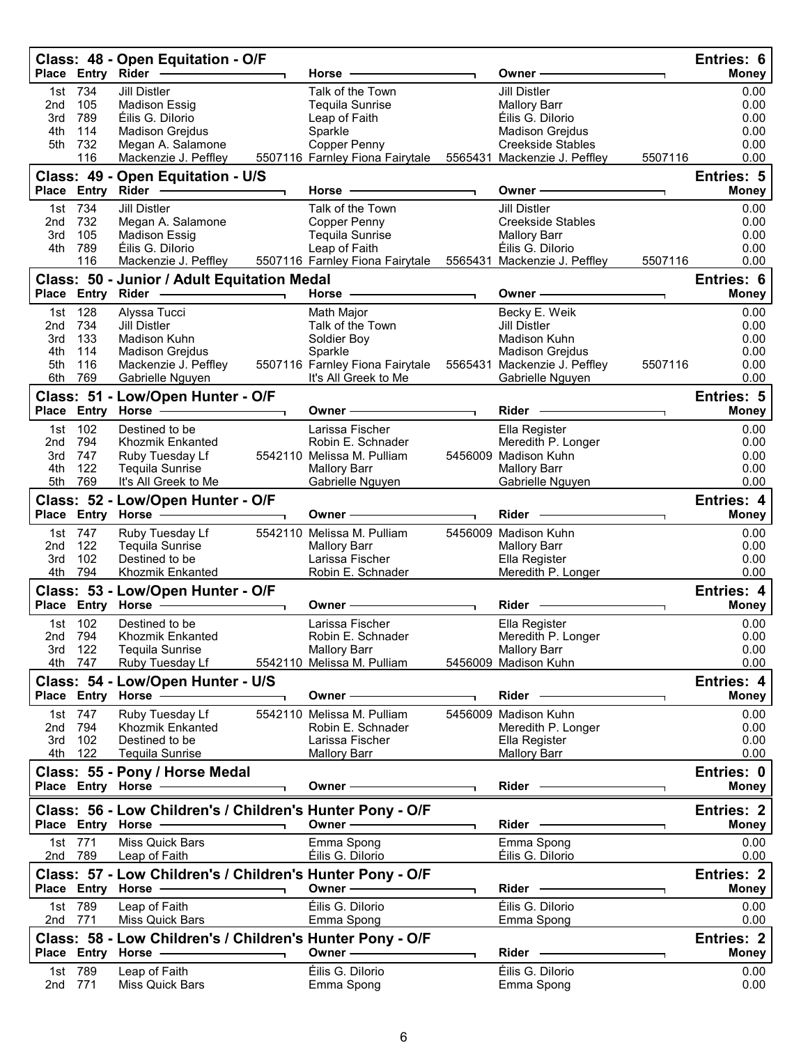## Class: 48 - Open Equitation - O/F

Entries: 6

| Place | Entry | Rider | | Horse | | Owner | | Money |
|---|---|---|---|---|---|---|---|---|
| 1st | 734 | Jill Distler | | Talk of the Town | | Jill Distler | | 0.00 |
| 2nd | 105 | Madison Essig | | Tequila Sunrise | | Mallory Barr | | 0.00 |
| 3rd | 789 | Éilis G. DiIorio | | Leap of Faith | | Éilis G. DiIorio | | 0.00 |
| 4th | 114 | Madison Grejdus | | Sparkle | | Madison Grejdus | | 0.00 |
| 5th | 732 | Megan A. Salamone | | Copper Penny | | Creekside Stables | | 0.00 |
| | 116 | Mackenzie J. Peffley | 5507116 | Farnley Fiona Fairytale | 5565431 | Mackenzie J. Peffley | 5507116 | 0.00 |

## Class: 49 - Open Equitation - U/S

Entries: 5

| Place | Entry | Rider | | Horse | | Owner | | Money |
|---|---|---|---|---|---|---|---|---|
| 1st | 734 | Jill Distler | | Talk of the Town | | Jill Distler | | 0.00 |
| 2nd | 732 | Megan A. Salamone | | Copper Penny | | Creekside Stables | | 0.00 |
| 3rd | 105 | Madison Essig | | Tequila Sunrise | | Mallory Barr | | 0.00 |
| 4th | 789 | Éilis G. DiIorio | | Leap of Faith | | Éilis G. DiIorio | | 0.00 |
| | 116 | Mackenzie J. Peffley | 5507116 | Farnley Fiona Fairytale | 5565431 | Mackenzie J. Peffley | 5507116 | 0.00 |

## Class: 50 - Junior / Adult Equitation Medal

Entries: 6

| Place | Entry | Rider | | Horse | | Owner | | Money |
|---|---|---|---|---|---|---|---|---|
| 1st | 128 | Alyssa Tucci | | Math Major | | Becky E. Weik | | 0.00 |
| 2nd | 734 | Jill Distler | | Talk of the Town | | Jill Distler | | 0.00 |
| 3rd | 133 | Madison Kuhn | | Soldier Boy | | Madison Kuhn | | 0.00 |
| 4th | 114 | Madison Grejdus | | Sparkle | | Madison Grejdus | | 0.00 |
| 5th | 116 | Mackenzie J. Peffley | 5507116 | Farnley Fiona Fairytale | 5565431 | Mackenzie J. Peffley | 5507116 | 0.00 |
| 6th | 769 | Gabrielle Nguyen | | It's All Greek to Me | | Gabrielle Nguyen | | 0.00 |

## Class: 51 - Low/Open Hunter - O/F

Entries: 5

| Place | Entry | Horse | | Owner | | Rider | Money |
|---|---|---|---|---|---|---|---|
| 1st | 102 | Destined to be | | Larissa Fischer | | Ella Register | 0.00 |
| 2nd | 794 | Khozmik Enkanted | | Robin E. Schnader | | Meredith P. Longer | 0.00 |
| 3rd | 747 | Ruby Tuesday Lf | 5542110 | Melissa M. Pulliam | 5456009 | Madison Kuhn | 0.00 |
| 4th | 122 | Tequila Sunrise | | Mallory Barr | | Mallory Barr | 0.00 |
| 5th | 769 | It's All Greek to Me | | Gabrielle Nguyen | | Gabrielle Nguyen | 0.00 |

## Class: 52 - Low/Open Hunter - O/F

Entries: 4

| Place | Entry | Horse | | Owner | | Rider | Money |
|---|---|---|---|---|---|---|---|
| 1st | 747 | Ruby Tuesday Lf | 5542110 | Melissa M. Pulliam | 5456009 | Madison Kuhn | 0.00 |
| 2nd | 122 | Tequila Sunrise | | Mallory Barr | | Mallory Barr | 0.00 |
| 3rd | 102 | Destined to be | | Larissa Fischer | | Ella Register | 0.00 |
| 4th | 794 | Khozmik Enkanted | | Robin E. Schnader | | Meredith P. Longer | 0.00 |

## Class: 53 - Low/Open Hunter - O/F

Entries: 4

| Place | Entry | Horse | | Owner | | Rider | Money |
|---|---|---|---|---|---|---|---|
| 1st | 102 | Destined to be | | Larissa Fischer | | Ella Register | 0.00 |
| 2nd | 794 | Khozmik Enkanted | | Robin E. Schnader | | Meredith P. Longer | 0.00 |
| 3rd | 122 | Tequila Sunrise | | Mallory Barr | | Mallory Barr | 0.00 |
| 4th | 747 | Ruby Tuesday Lf | 5542110 | Melissa M. Pulliam | 5456009 | Madison Kuhn | 0.00 |

## Class: 54 - Low/Open Hunter - U/S

Entries: 4

| Place | Entry | Horse | | Owner | | Rider | Money |
|---|---|---|---|---|---|---|---|
| 1st | 747 | Ruby Tuesday Lf | 5542110 | Melissa M. Pulliam | 5456009 | Madison Kuhn | 0.00 |
| 2nd | 794 | Khozmik Enkanted | | Robin E. Schnader | | Meredith P. Longer | 0.00 |
| 3rd | 102 | Destined to be | | Larissa Fischer | | Ella Register | 0.00 |
| 4th | 122 | Tequila Sunrise | | Mallory Barr | | Mallory Barr | 0.00 |

## Class: 55 - Pony / Horse Medal

Entries: 0

| Place | Entry | Horse | Owner | Rider | Money |
|---|---|---|---|---|---|

## Class: 56 - Low Children's / Children's Hunter Pony - O/F

Entries: 2

| Place | Entry | Horse | Owner | Rider | Money |
|---|---|---|---|---|---|
| 1st | 771 | Miss Quick Bars | Emma Spong | Emma Spong | 0.00 |
| 2nd | 789 | Leap of Faith | Éilis G. DiIorio | Éilis G. DiIorio | 0.00 |

## Class: 57 - Low Children's / Children's Hunter Pony - O/F

Entries: 2

| Place | Entry | Horse | Owner | Rider | Money |
|---|---|---|---|---|---|
| 1st | 789 | Leap of Faith | Éilis G. DiIorio | Éilis G. DiIorio | 0.00 |
| 2nd | 771 | Miss Quick Bars | Emma Spong | Emma Spong | 0.00 |

## Class: 58 - Low Children's / Children's Hunter Pony - O/F

Entries: 2

| Place | Entry | Horse | Owner | Rider | Money |
|---|---|---|---|---|---|
| 1st | 789 | Leap of Faith | Éilis G. DiIorio | Éilis G. DiIorio | 0.00 |
| 2nd | 771 | Miss Quick Bars | Emma Spong | Emma Spong | 0.00 |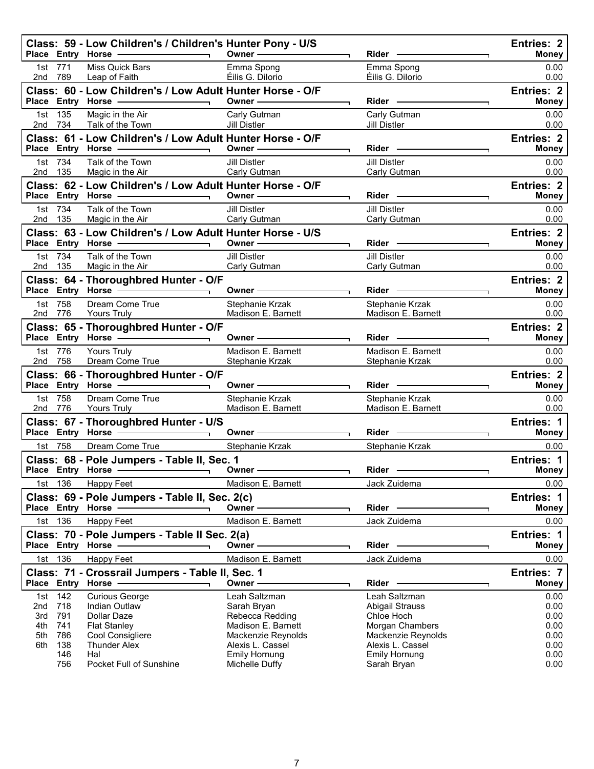### Class: 59 - Low Children's / Children's Hunter Pony - U/S

Entries: 2

| Place | Entry | Horse | Owner | Rider | Money |
|---|---|---|---|---|---|
| 1st | 771 | Miss Quick Bars | Emma Spong | Emma Spong | 0.00 |
| 2nd | 789 | Leap of Faith | Éilis G. Dilorio | Éilis G. Dilorio | 0.00 |

### Class: 60 - Low Children's / Low Adult Hunter Horse - O/F

Entries: 2

| Place | Entry | Horse | Owner | Rider | Money |
|---|---|---|---|---|---|
| 1st | 135 | Magic in the Air | Carly Gutman | Carly Gutman | 0.00 |
| 2nd | 734 | Talk of the Town | Jill Distler | Jill Distler | 0.00 |

### Class: 61 - Low Children's / Low Adult Hunter Horse - O/F

Entries: 2

| Place | Entry | Horse | Owner | Rider | Money |
|---|---|---|---|---|---|
| 1st | 734 | Talk of the Town | Jill Distler | Jill Distler | 0.00 |
| 2nd | 135 | Magic in the Air | Carly Gutman | Carly Gutman | 0.00 |

### Class: 62 - Low Children's / Low Adult Hunter Horse - O/F

Entries: 2

| Place | Entry | Horse | Owner | Rider | Money |
|---|---|---|---|---|---|
| 1st | 734 | Talk of the Town | Jill Distler | Jill Distler | 0.00 |
| 2nd | 135 | Magic in the Air | Carly Gutman | Carly Gutman | 0.00 |

### Class: 63 - Low Children's / Low Adult Hunter Horse - U/S

Entries: 2

| Place | Entry | Horse | Owner | Rider | Money |
|---|---|---|---|---|---|
| 1st | 734 | Talk of the Town | Jill Distler | Jill Distler | 0.00 |
| 2nd | 135 | Magic in the Air | Carly Gutman | Carly Gutman | 0.00 |

### Class: 64 - Thoroughbred Hunter - O/F

Entries: 2

| Place | Entry | Horse | Owner | Rider | Money |
|---|---|---|---|---|---|
| 1st | 758 | Dream Come True | Stephanie Krzak | Stephanie Krzak | 0.00 |
| 2nd | 776 | Yours Truly | Madison E. Barnett | Madison E. Barnett | 0.00 |

### Class: 65 - Thoroughbred Hunter - O/F

Entries: 2

| Place | Entry | Horse | Owner | Rider | Money |
|---|---|---|---|---|---|
| 1st | 776 | Yours Truly | Madison E. Barnett | Madison E. Barnett | 0.00 |
| 2nd | 758 | Dream Come True | Stephanie Krzak | Stephanie Krzak | 0.00 |

### Class: 66 - Thoroughbred Hunter - O/F

Entries: 2

| Place | Entry | Horse | Owner | Rider | Money |
|---|---|---|---|---|---|
| 1st | 758 | Dream Come True | Stephanie Krzak | Stephanie Krzak | 0.00 |
| 2nd | 776 | Yours Truly | Madison E. Barnett | Madison E. Barnett | 0.00 |

### Class: 67 - Thoroughbred Hunter - U/S

Entries: 1

| Place | Entry | Horse | Owner | Rider | Money |
|---|---|---|---|---|---|
| 1st | 758 | Dream Come True | Stephanie Krzak | Stephanie Krzak | 0.00 |

### Class: 68 - Pole Jumpers - Table II, Sec. 1

Entries: 1

| Place | Entry | Horse | Owner | Rider | Money |
|---|---|---|---|---|---|
| 1st | 136 | Happy Feet | Madison E. Barnett | Jack Zuidema | 0.00 |

### Class: 69 - Pole Jumpers - Table II, Sec. 2(c)

Entries: 1

| Place | Entry | Horse | Owner | Rider | Money |
|---|---|---|---|---|---|
| 1st | 136 | Happy Feet | Madison E. Barnett | Jack Zuidema | 0.00 |

### Class: 70 - Pole Jumpers - Table II Sec. 2(a)

Entries: 1

| Place | Entry | Horse | Owner | Rider | Money |
|---|---|---|---|---|---|
| 1st | 136 | Happy Feet | Madison E. Barnett | Jack Zuidema | 0.00 |

### Class: 71 - Crossrail Jumpers - Table II, Sec. 1

Entries: 7

| Place | Entry | Horse | Owner | Rider | Money |
|---|---|---|---|---|---|
| 1st | 142 | Curious George | Leah Saltzman | Leah Saltzman | 0.00 |
| 2nd | 718 | Indian Outlaw | Sarah Bryan | Abigail Strauss | 0.00 |
| 3rd | 791 | Dollar Daze | Rebecca Redding | Chloe Hoch | 0.00 |
| 4th | 741 | Flat Stanley | Madison E. Barnett | Morgan Chambers | 0.00 |
| 5th | 786 | Cool Consigliere | Mackenzie Reynolds | Mackenzie Reynolds | 0.00 |
| 6th | 138 | Thunder Alex | Alexis L. Cassel | Alexis L. Cassel | 0.00 |
| | 146 | Hal | Emily Hornung | Emily Hornung | 0.00 |
| | 756 | Pocket Full of Sunshine | Michelle Duffy | Sarah Bryan | 0.00 |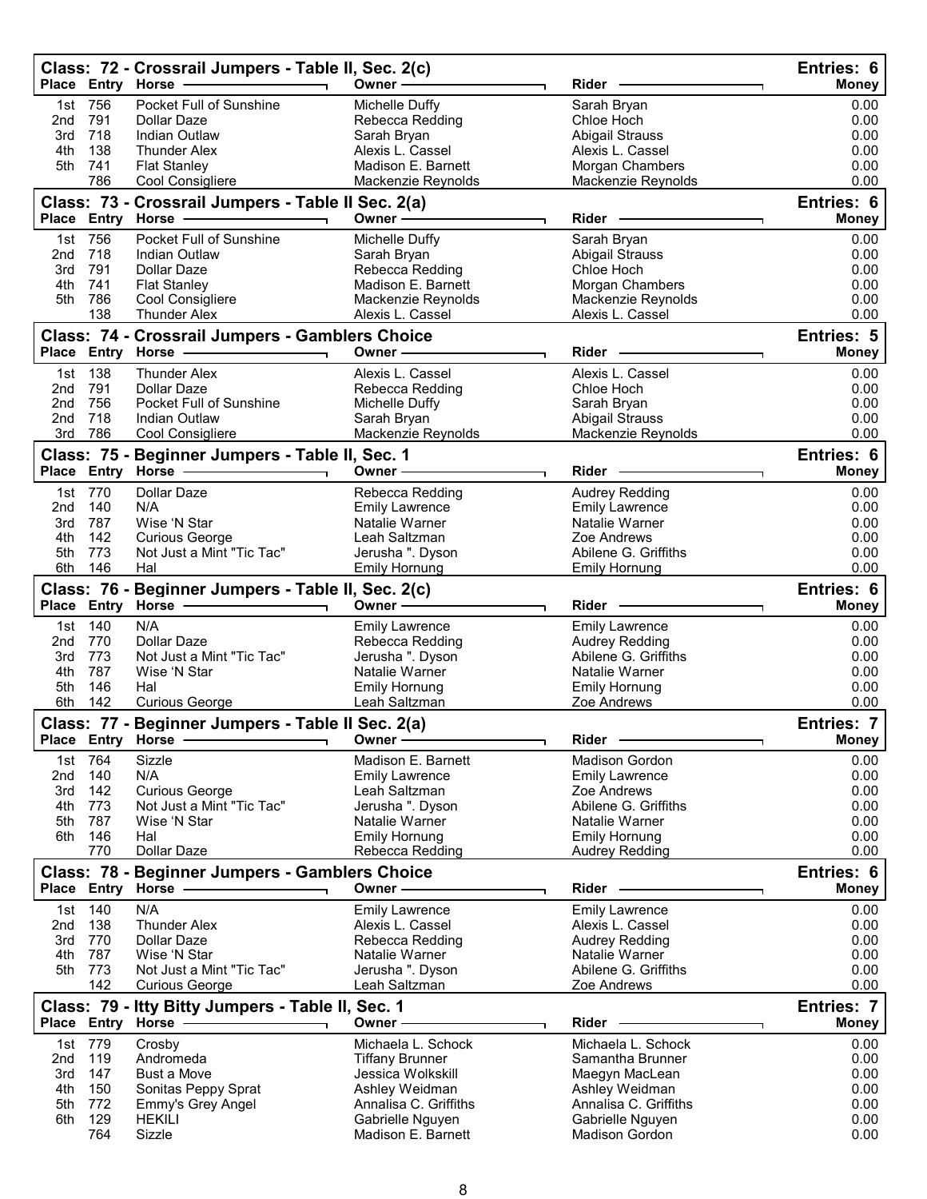## Class: 72 - Crossrail Jumpers - Table II, Sec. 2(c)

Entries: 6

| Place | Entry | Horse | Owner | Rider | Money |
|---|---|---|---|---|---|
| 1st | 756 | Pocket Full of Sunshine | Michelle Duffy | Sarah Bryan | 0.00 |
| 2nd | 791 | Dollar Daze | Rebecca Redding | Chloe Hoch | 0.00 |
| 3rd | 718 | Indian Outlaw | Sarah Bryan | Abigail Strauss | 0.00 |
| 4th | 138 | Thunder Alex | Alexis L. Cassel | Alexis L. Cassel | 0.00 |
| 5th | 741 | Flat Stanley | Madison E. Barnett | Morgan Chambers | 0.00 |
| | 786 | Cool Consigliere | Mackenzie Reynolds | Mackenzie Reynolds | 0.00 |

## Class: 73 - Crossrail Jumpers - Table II Sec. 2(a)

Entries: 6

| Place | Entry | Horse | Owner | Rider | Money |
|---|---|---|---|---|---|
| 1st | 756 | Pocket Full of Sunshine | Michelle Duffy | Sarah Bryan | 0.00 |
| 2nd | 718 | Indian Outlaw | Sarah Bryan | Abigail Strauss | 0.00 |
| 3rd | 791 | Dollar Daze | Rebecca Redding | Chloe Hoch | 0.00 |
| 4th | 741 | Flat Stanley | Madison E. Barnett | Morgan Chambers | 0.00 |
| 5th | 786 | Cool Consigliere | Mackenzie Reynolds | Mackenzie Reynolds | 0.00 |
| | 138 | Thunder Alex | Alexis L. Cassel | Alexis L. Cassel | 0.00 |

## Class: 74 - Crossrail Jumpers - Gamblers Choice

Entries: 5

| Place | Entry | Horse | Owner | Rider | Money |
|---|---|---|---|---|---|
| 1st | 138 | Thunder Alex | Alexis L. Cassel | Alexis L. Cassel | 0.00 |
| 2nd | 791 | Dollar Daze | Rebecca Redding | Chloe Hoch | 0.00 |
| 2nd | 756 | Pocket Full of Sunshine | Michelle Duffy | Sarah Bryan | 0.00 |
| 2nd | 718 | Indian Outlaw | Sarah Bryan | Abigail Strauss | 0.00 |
| 3rd | 786 | Cool Consigliere | Mackenzie Reynolds | Mackenzie Reynolds | 0.00 |

## Class: 75 - Beginner Jumpers - Table II, Sec. 1

Entries: 6

| Place | Entry | Horse | Owner | Rider | Money |
|---|---|---|---|---|---|
| 1st | 770 | Dollar Daze | Rebecca Redding | Audrey Redding | 0.00 |
| 2nd | 140 | N/A | Emily Lawrence | Emily Lawrence | 0.00 |
| 3rd | 787 | Wise 'N Star | Natalie Warner | Natalie Warner | 0.00 |
| 4th | 142 | Curious George | Leah Saltzman | Zoe Andrews | 0.00 |
| 5th | 773 | Not Just a Mint "Tic Tac" | Jerusha ". Dyson | Abilene G. Griffiths | 0.00 |
| 6th | 146 | Hal | Emily Hornung | Emily Hornung | 0.00 |

## Class: 76 - Beginner Jumpers - Table II, Sec. 2(c)

Entries: 6

| Place | Entry | Horse | Owner | Rider | Money |
|---|---|---|---|---|---|
| 1st | 140 | N/A | Emily Lawrence | Emily Lawrence | 0.00 |
| 2nd | 770 | Dollar Daze | Rebecca Redding | Audrey Redding | 0.00 |
| 3rd | 773 | Not Just a Mint "Tic Tac" | Jerusha ". Dyson | Abilene G. Griffiths | 0.00 |
| 4th | 787 | Wise 'N Star | Natalie Warner | Natalie Warner | 0.00 |
| 5th | 146 | Hal | Emily Hornung | Emily Hornung | 0.00 |
| 6th | 142 | Curious George | Leah Saltzman | Zoe Andrews | 0.00 |

## Class: 77 - Beginner Jumpers - Table II Sec. 2(a)

Entries: 7

| Place | Entry | Horse | Owner | Rider | Money |
|---|---|---|---|---|---|
| 1st | 764 | Sizzle | Madison E. Barnett | Madison Gordon | 0.00 |
| 2nd | 140 | N/A | Emily Lawrence | Emily Lawrence | 0.00 |
| 3rd | 142 | Curious George | Leah Saltzman | Zoe Andrews | 0.00 |
| 4th | 773 | Not Just a Mint "Tic Tac" | Jerusha ". Dyson | Abilene G. Griffiths | 0.00 |
| 5th | 787 | Wise 'N Star | Natalie Warner | Natalie Warner | 0.00 |
| 6th | 146 | Hal | Emily Hornung | Emily Hornung | 0.00 |
| | 770 | Dollar Daze | Rebecca Redding | Audrey Redding | 0.00 |

## Class: 78 - Beginner Jumpers - Gamblers Choice

Entries: 6

| Place | Entry | Horse | Owner | Rider | Money |
|---|---|---|---|---|---|
| 1st | 140 | N/A | Emily Lawrence | Emily Lawrence | 0.00 |
| 2nd | 138 | Thunder Alex | Alexis L. Cassel | Alexis L. Cassel | 0.00 |
| 3rd | 770 | Dollar Daze | Rebecca Redding | Audrey Redding | 0.00 |
| 4th | 787 | Wise 'N Star | Natalie Warner | Natalie Warner | 0.00 |
| 5th | 773 | Not Just a Mint "Tic Tac" | Jerusha ". Dyson | Abilene G. Griffiths | 0.00 |
| | 142 | Curious George | Leah Saltzman | Zoe Andrews | 0.00 |

## Class: 79 - Itty Bitty Jumpers - Table II, Sec. 1

Entries: 7

| Place | Entry | Horse | Owner | Rider | Money |
|---|---|---|---|---|---|
| 1st | 779 | Crosby | Michaela L. Schock | Michaela L. Schock | 0.00 |
| 2nd | 119 | Andromeda | Tiffany Brunner | Samantha Brunner | 0.00 |
| 3rd | 147 | Bust a Move | Jessica Wolkskill | Maegyn MacLean | 0.00 |
| 4th | 150 | Sonitas Peppy Sprat | Ashley Weidman | Ashley Weidman | 0.00 |
| 5th | 772 | Emmy's Grey Angel | Annalisa C. Griffiths | Annalisa C. Griffiths | 0.00 |
| 6th | 129 | HEKILI | Gabrielle Nguyen | Gabrielle Nguyen | 0.00 |
| | 764 | Sizzle | Madison E. Barnett | Madison Gordon | 0.00 |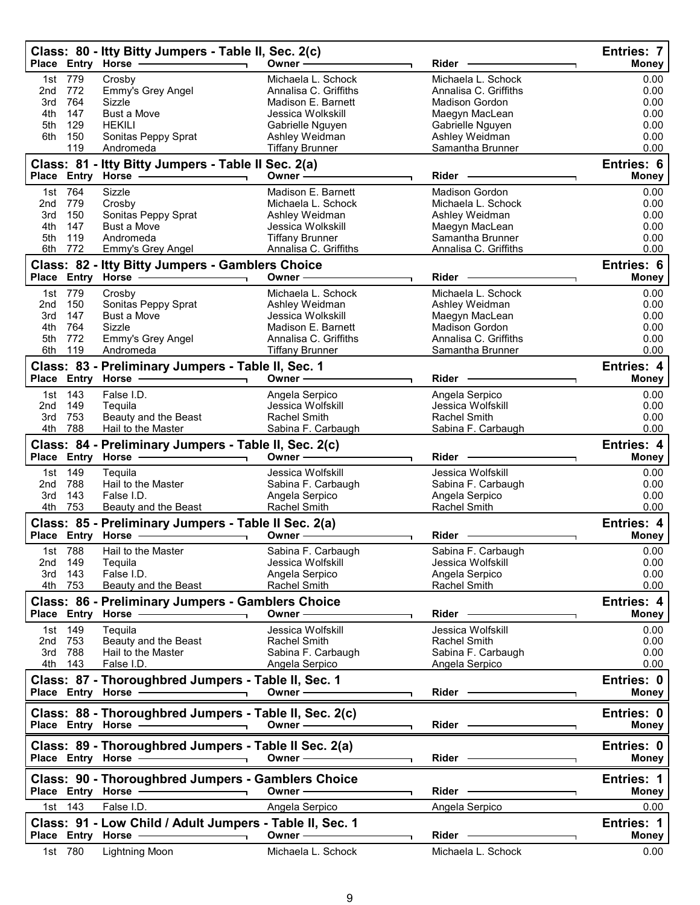## Class: 80 - Itty Bitty Jumpers - Table II, Sec. 2(c)

Entries: 7

| Place | Entry | Horse | Owner | Rider | Money |
|---|---|---|---|---|---|
| 1st | 779 | Crosby | Michaela L. Schock | Michaela L. Schock | 0.00 |
| 2nd | 772 | Emmy's Grey Angel | Annalisa C. Griffiths | Annalisa C. Griffiths | 0.00 |
| 3rd | 764 | Sizzle | Madison E. Barnett | Madison Gordon | 0.00 |
| 4th | 147 | Bust a Move | Jessica Wolkskill | Maegyn MacLean | 0.00 |
| 5th | 129 | HEKILI | Gabrielle Nguyen | Gabrielle Nguyen | 0.00 |
| 6th | 150 | Sonitas Peppy Sprat | Ashley Weidman | Ashley Weidman | 0.00 |
| | 119 | Andromeda | Tiffany Brunner | Samantha Brunner | 0.00 |

## Class: 81 - Itty Bitty Jumpers - Table II Sec. 2(a)

Entries: 6

| Place | Entry | Horse | Owner | Rider | Money |
|---|---|---|---|---|---|
| 1st | 764 | Sizzle | Madison E. Barnett | Madison Gordon | 0.00 |
| 2nd | 779 | Crosby | Michaela L. Schock | Michaela L. Schock | 0.00 |
| 3rd | 150 | Sonitas Peppy Sprat | Ashley Weidman | Ashley Weidman | 0.00 |
| 4th | 147 | Bust a Move | Jessica Wolkskill | Maegyn MacLean | 0.00 |
| 5th | 119 | Andromeda | Tiffany Brunner | Samantha Brunner | 0.00 |
| 6th | 772 | Emmy's Grey Angel | Annalisa C. Griffiths | Annalisa C. Griffiths | 0.00 |

## Class: 82 - Itty Bitty Jumpers - Gamblers Choice

Entries: 6

| Place | Entry | Horse | Owner | Rider | Money |
|---|---|---|---|---|---|
| 1st | 779 | Crosby | Michaela L. Schock | Michaela L. Schock | 0.00 |
| 2nd | 150 | Sonitas Peppy Sprat | Ashley Weidman | Ashley Weidman | 0.00 |
| 3rd | 147 | Bust a Move | Jessica Wolkskill | Maegyn MacLean | 0.00 |
| 4th | 764 | Sizzle | Madison E. Barnett | Madison Gordon | 0.00 |
| 5th | 772 | Emmy's Grey Angel | Annalisa C. Griffiths | Annalisa C. Griffiths | 0.00 |
| 6th | 119 | Andromeda | Tiffany Brunner | Samantha Brunner | 0.00 |

## Class: 83 - Preliminary Jumpers - Table II, Sec. 1

Entries: 4

| Place | Entry | Horse | Owner | Rider | Money |
|---|---|---|---|---|---|
| 1st | 143 | False I.D. | Angela Serpico | Angela Serpico | 0.00 |
| 2nd | 149 | Tequila | Jessica Wolfskill | Jessica Wolfskill | 0.00 |
| 3rd | 753 | Beauty and the Beast | Rachel Smith | Rachel Smith | 0.00 |
| 4th | 788 | Hail to the Master | Sabina F. Carbaugh | Sabina F. Carbaugh | 0.00 |

## Class: 84 - Preliminary Jumpers - Table II, Sec. 2(c)

Entries: 4

| Place | Entry | Horse | Owner | Rider | Money |
|---|---|---|---|---|---|
| 1st | 149 | Tequila | Jessica Wolfskill | Jessica Wolfskill | 0.00 |
| 2nd | 788 | Hail to the Master | Sabina F. Carbaugh | Sabina F. Carbaugh | 0.00 |
| 3rd | 143 | False I.D. | Angela Serpico | Angela Serpico | 0.00 |
| 4th | 753 | Beauty and the Beast | Rachel Smith | Rachel Smith | 0.00 |

## Class: 85 - Preliminary Jumpers - Table II Sec. 2(a)

Entries: 4

| Place | Entry | Horse | Owner | Rider | Money |
|---|---|---|---|---|---|
| 1st | 788 | Hail to the Master | Sabina F. Carbaugh | Sabina F. Carbaugh | 0.00 |
| 2nd | 149 | Tequila | Jessica Wolfskill | Jessica Wolfskill | 0.00 |
| 3rd | 143 | False I.D. | Angela Serpico | Angela Serpico | 0.00 |
| 4th | 753 | Beauty and the Beast | Rachel Smith | Rachel Smith | 0.00 |

## Class: 86 - Preliminary Jumpers - Gamblers Choice

Entries: 4

| Place | Entry | Horse | Owner | Rider | Money |
|---|---|---|---|---|---|
| 1st | 149 | Tequila | Jessica Wolfskill | Jessica Wolfskill | 0.00 |
| 2nd | 753 | Beauty and the Beast | Rachel Smith | Rachel Smith | 0.00 |
| 3rd | 788 | Hail to the Master | Sabina F. Carbaugh | Sabina F. Carbaugh | 0.00 |
| 4th | 143 | False I.D. | Angela Serpico | Angela Serpico | 0.00 |

## Class: 87 - Thoroughbred Jumpers - Table II, Sec. 1

Entries: 0

| Place | Entry | Horse | Owner | Rider | Money |
|---|---|---|---|---|---|

## Class: 88 - Thoroughbred Jumpers - Table II, Sec. 2(c)

Entries: 0

| Place | Entry | Horse | Owner | Rider | Money |
|---|---|---|---|---|---|

## Class: 89 - Thoroughbred Jumpers - Table II Sec. 2(a)

Entries: 0

| Place | Entry | Horse | Owner | Rider | Money |
|---|---|---|---|---|---|

## Class: 90 - Thoroughbred Jumpers - Gamblers Choice

Entries: 1

| Place | Entry | Horse | Owner | Rider | Money |
|---|---|---|---|---|---|
| 1st | 143 | False I.D. | Angela Serpico | Angela Serpico | 0.00 |

## Class: 91 - Low Child / Adult Jumpers - Table II, Sec. 1

Entries: 1

| Place | Entry | Horse | Owner | Rider | Money |
|---|---|---|---|---|---|
| 1st | 780 | Lightning Moon | Michaela L. Schock | Michaela L. Schock | 0.00 |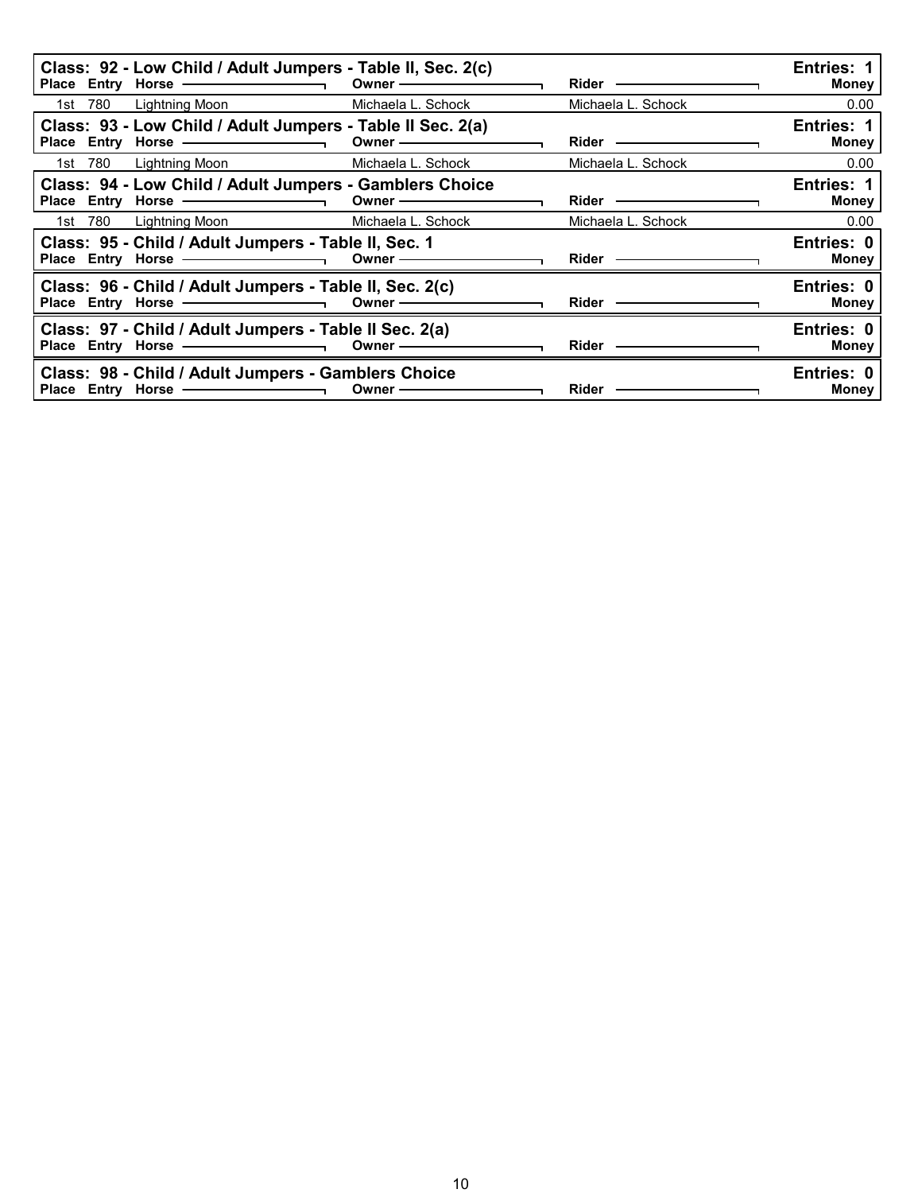## Class: 92 - Low Child / Adult Jumpers - Table II, Sec. 2(c)

Entries: 1

| Place | Entry | Horse | Owner | Rider | Money |
|---|---|---|---|---|---|
| 1st | 780 | Lightning Moon | Michaela L. Schock | Michaela L. Schock | 0.00 |

## Class: 93 - Low Child / Adult Jumpers - Table II Sec. 2(a)

Entries: 1

| Place | Entry | Horse | Owner | Rider | Money |
|---|---|---|---|---|---|
| 1st | 780 | Lightning Moon | Michaela L. Schock | Michaela L. Schock | 0.00 |

## Class: 94 - Low Child / Adult Jumpers - Gamblers Choice

Entries: 1

| Place | Entry | Horse | Owner | Rider | Money |
|---|---|---|---|---|---|
| 1st | 780 | Lightning Moon | Michaela L. Schock | Michaela L. Schock | 0.00 |

## Class: 95 - Child / Adult Jumpers - Table II, Sec. 1

Entries: 0

| Place | Entry | Horse | Owner | Rider | Money |
|---|---|---|---|---|---|

## Class: 96 - Child / Adult Jumpers - Table II, Sec. 2(c)

Entries: 0

| Place | Entry | Horse | Owner | Rider | Money |
|---|---|---|---|---|---|

## Class: 97 - Child / Adult Jumpers - Table II Sec. 2(a)

Entries: 0

| Place | Entry | Horse | Owner | Rider | Money |
|---|---|---|---|---|---|

## Class: 98 - Child / Adult Jumpers - Gamblers Choice

Entries: 0

| Place | Entry | Horse | Owner | Rider | Money |
|---|---|---|---|---|---|